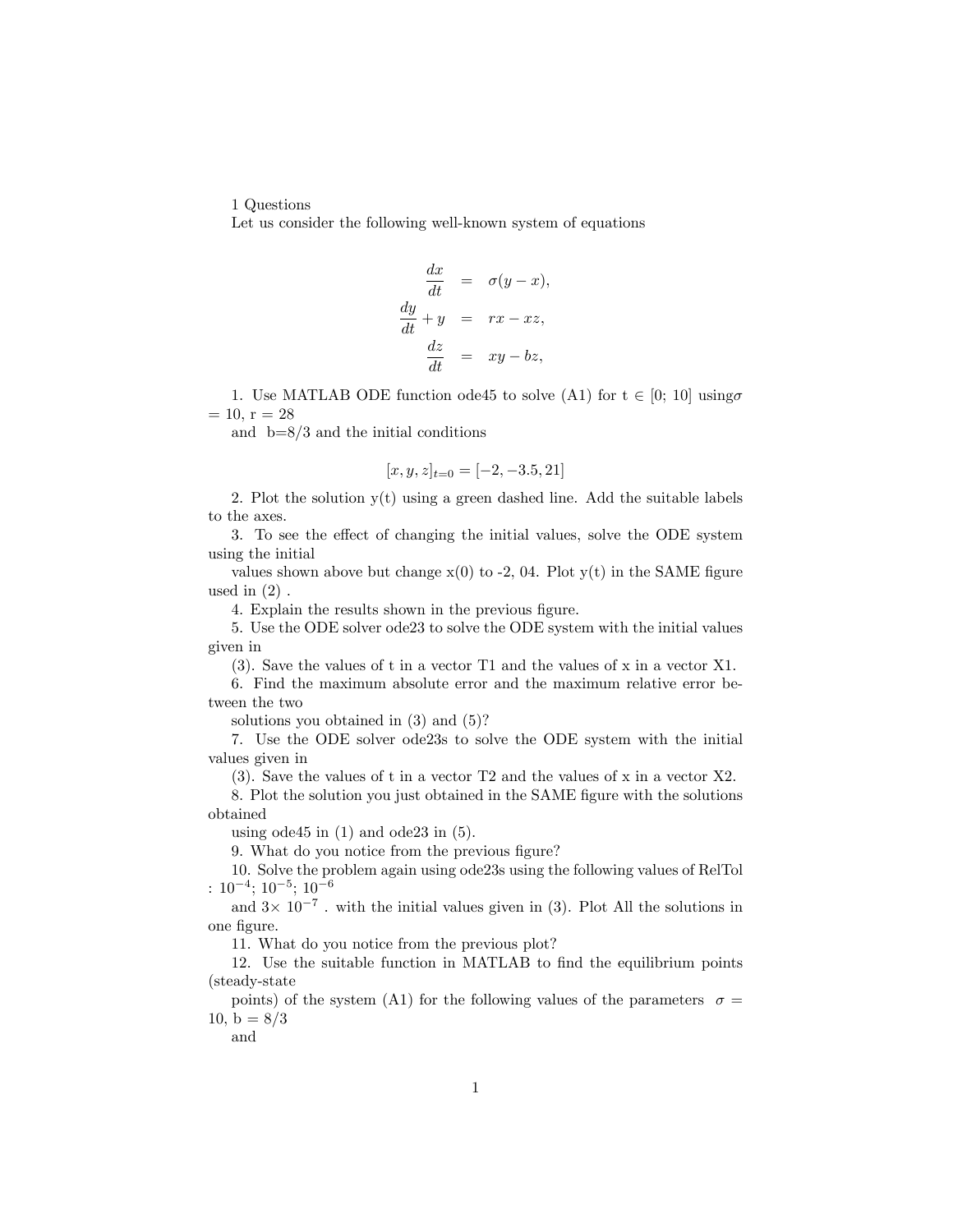# 1 Questions

Let us consider the following well-known system of equations

$$
\begin{aligned}
\frac{dx}{dt} &= \sigma(y - x), \\
\frac{dy}{dt} + y &= rx - xz, \\
\frac{dz}{dt} &= xy - bz,
\end{aligned}
$$

1. Use MATLAB ODE function ode45 to solve (A1) for t $\in$ [0; 10] using$\sigma$ = 10, r = 28 and b=8/3 and the initial conditions

$$[x, y, z]_{t=0} = [-2, -3.5, 21]$$

2. Plot the solution y(t) using a green dashed line. Add the suitable labels to the axes.

3. To see the effect of changing the initial values, solve the ODE system using the initial values shown above but change x(0) to -2, 04. Plot y(t) in the SAME figure used in (2) .

4. Explain the results shown in the previous figure.

5. Use the ODE solver ode23 to solve the ODE system with the initial values given in (3). Save the values of t in a vector T1 and the values of x in a vector X1.

6. Find the maximum absolute error and the maximum relative error between the two solutions you obtained in (3) and (5)?

7. Use the ODE solver ode23s to solve the ODE system with the initial values given in (3). Save the values of t in a vector T2 and the values of x in a vector X2.

8. Plot the solution you just obtained in the SAME figure with the solutions obtained using ode45 in (1) and ode23 in (5).

9. What do you notice from the previous figure?

10. Solve the problem again using ode23s using the following values of RelTol : $10^{-4}$; $10^{-5}$; $10^{-6}$ and 3$\times$ $10^{-7}$ . with the initial values given in (3). Plot All the solutions in one figure.

11. What do you notice from the previous plot?

12. Use the suitable function in MATLAB to find the equilibrium points (steady-state points) of the system (A1) for the following values of the parameters $\sigma$ = 10, b = 8/3 and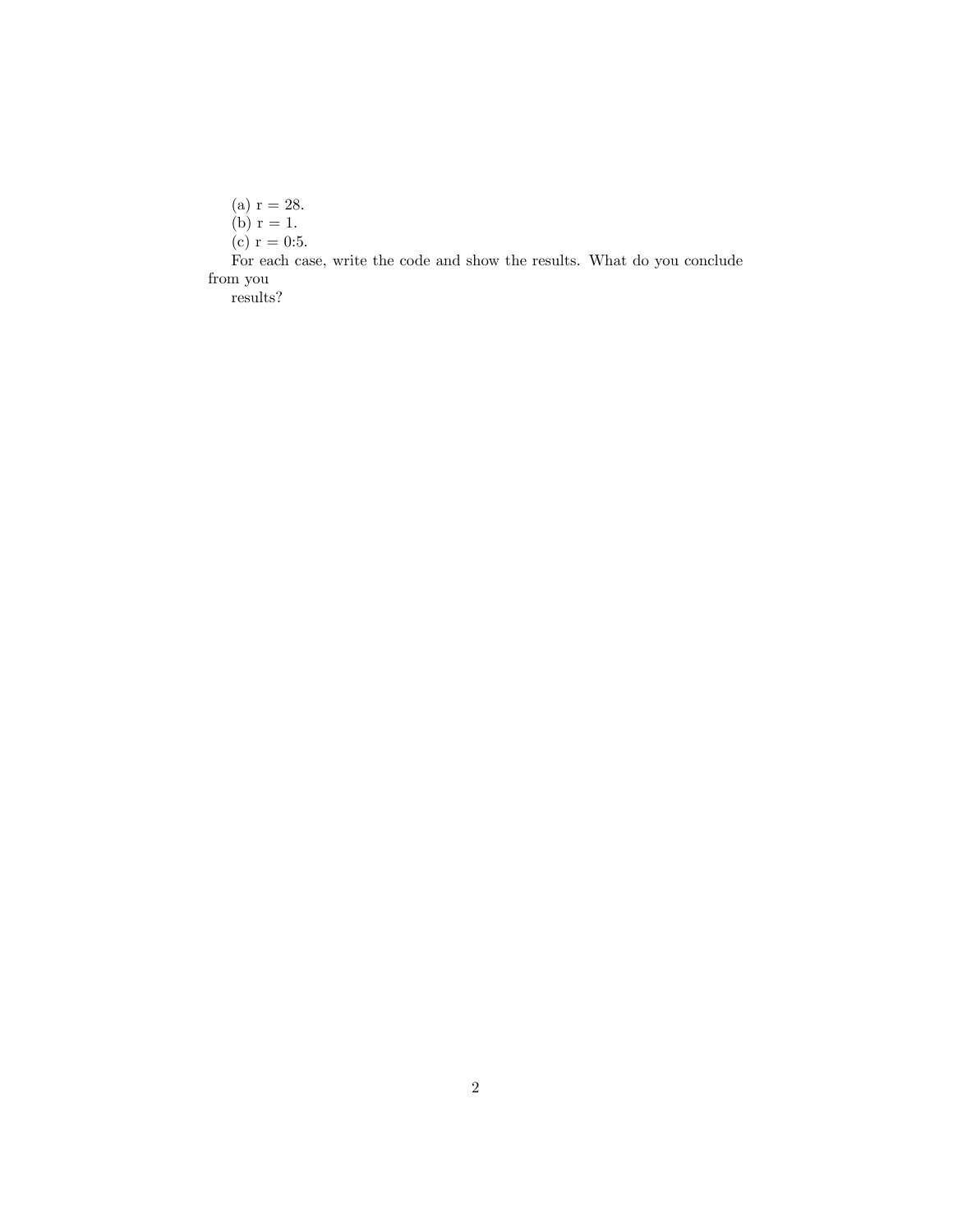(a) r = 28.

(b) r = 1.

(c) r = 0:5.

For each case, write the code and show the results. What do you conclude from you results?